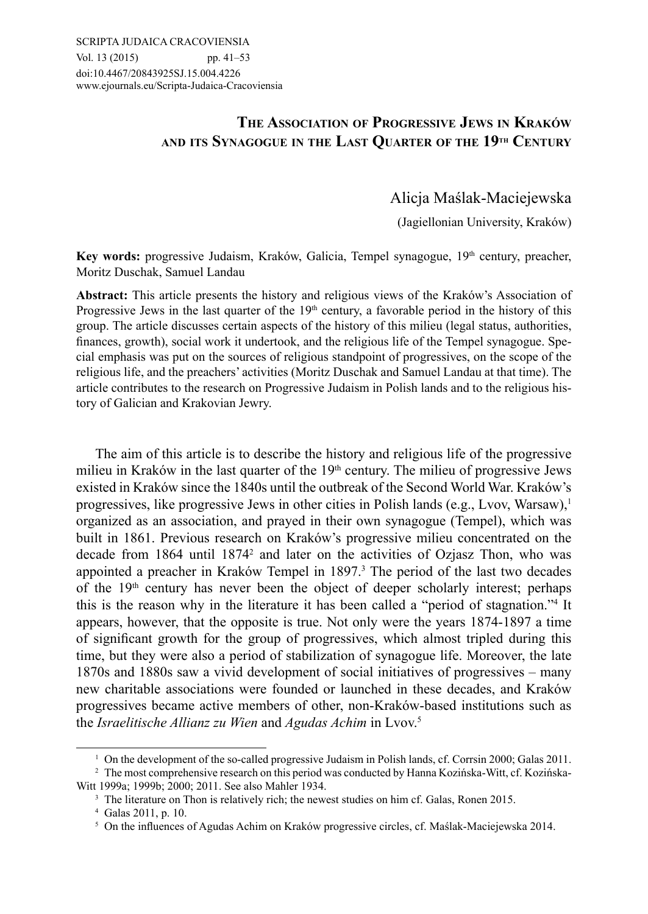SCRIPTA JUDAICA CRACOVIENSIA
Vol. 13 (2015) pp. 41–53
doi:10.4467/20843925SJ.15.004.4226
www.ejournals.eu/Scripta-Judaica-Cracoviensia

# The Association of Progressive Jews in Kraków and its Synagogue in the Last Quarter of the 19th Century

Alicja Maślak-Maciejewska

(Jagiellonian University, Kraków)

**Key words:** progressive Judaism, Kraków, Galicia, Tempel synagogue, 19th century, preacher, Moritz Duschak, Samuel Landau

**Abstract:** This article presents the history and religious views of the Kraków's Association of Progressive Jews in the last quarter of the 19th century, a favorable period in the history of this group. The article discusses certain aspects of the history of this milieu (legal status, authorities, finances, growth), social work it undertook, and the religious life of the Tempel synagogue. Special emphasis was put on the sources of religious standpoint of progressives, on the scope of the religious life, and the preachers' activities (Moritz Duschak and Samuel Landau at that time). The article contributes to the research on Progressive Judaism in Polish lands and to the religious history of Galician and Krakovian Jewry.

The aim of this article is to describe the history and religious life of the progressive milieu in Kraków in the last quarter of the 19th century. The milieu of progressive Jews existed in Kraków since the 1840s until the outbreak of the Second World War. Kraków's progressives, like progressive Jews in other cities in Polish lands (e.g., Lvov, Warsaw),[1] organized as an association, and prayed in their own synagogue (Tempel), which was built in 1861. Previous research on Kraków's progressive milieu concentrated on the decade from 1864 until 1874[2] and later on the activities of Ozjasz Thon, who was appointed a preacher in Kraków Tempel in 1897.[3] The period of the last two decades of the 19th century has never been the object of deeper scholarly interest; perhaps this is the reason why in the literature it has been called a "period of stagnation."[4] It appears, however, that the opposite is true. Not only were the years 1874-1897 a time of significant growth for the group of progressives, which almost tripled during this time, but they were also a period of stabilization of synagogue life. Moreover, the late 1870s and 1880s saw a vivid development of social initiatives of progressives – many new charitable associations were founded or launched in these decades, and Kraków progressives became active members of other, non-Kraków-based institutions such as the *Israelitische Allianz zu Wien* and *Agudas Achim* in Lvov.[5]

---

[1] On the development of the so-called progressive Judaism in Polish lands, cf. Corrsin 2000; Galas 2011.

[2] The most comprehensive research on this period was conducted by Hanna Kozińska-Witt, cf. Kozińska-Witt 1999a; 1999b; 2000; 2011. See also Mahler 1934.

[3] The literature on Thon is relatively rich; the newest studies on him cf. Galas, Ronen 2015.

[4] Galas 2011, p. 10.

[5] On the influences of Agudas Achim on Kraków progressive circles, cf. Maślak-Maciejewska 2014.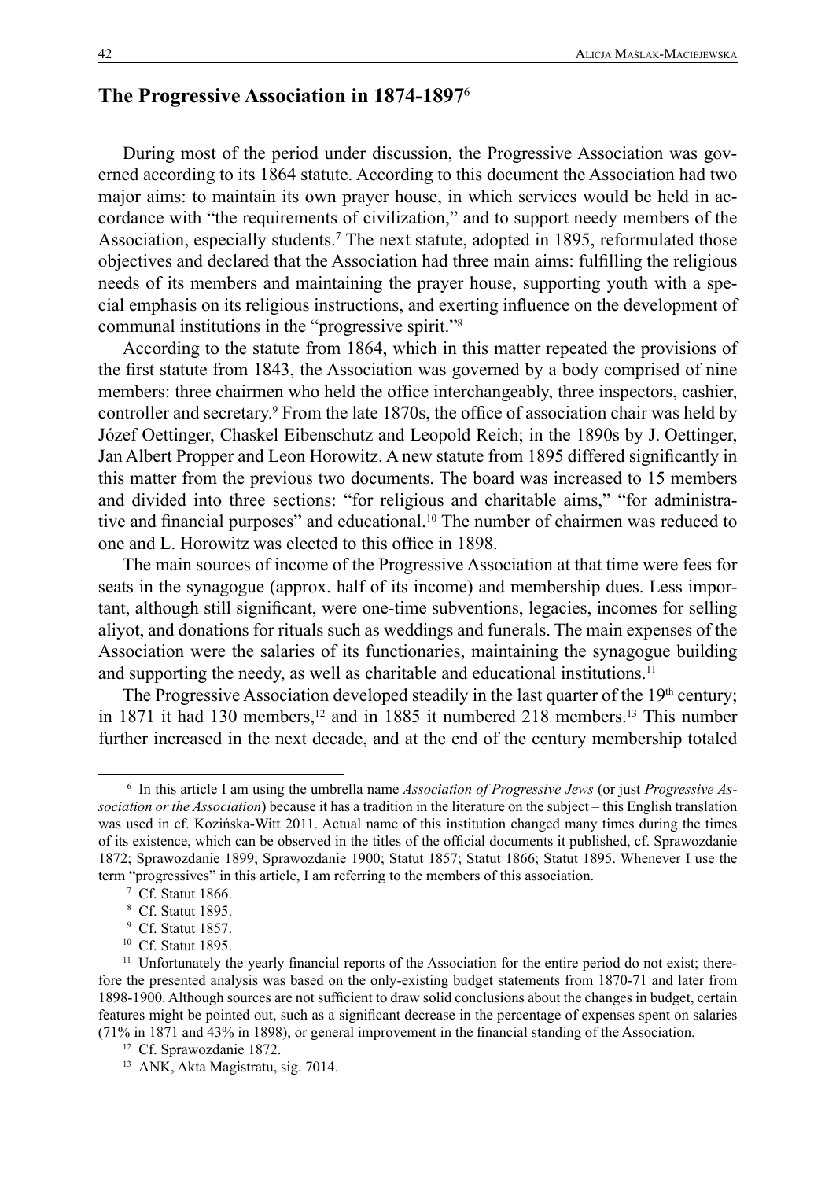## The Progressive Association in 1874-1897[6]

During most of the period under discussion, the Progressive Association was governed according to its 1864 statute. According to this document the Association had two major aims: to maintain its own prayer house, in which services would be held in accordance with "the requirements of civilization," and to support needy members of the Association, especially students.[7] The next statute, adopted in 1895, reformulated those objectives and declared that the Association had three main aims: fulfilling the religious needs of its members and maintaining the prayer house, supporting youth with a special emphasis on its religious instructions, and exerting influence on the development of communal institutions in the "progressive spirit."[8]

According to the statute from 1864, which in this matter repeated the provisions of the first statute from 1843, the Association was governed by a body comprised of nine members: three chairmen who held the office interchangeably, three inspectors, cashier, controller and secretary.[9] From the late 1870s, the office of association chair was held by Józef Oettinger, Chaskel Eibenschutz and Leopold Reich; in the 1890s by J. Oettinger, Jan Albert Propper and Leon Horowitz. A new statute from 1895 differed significantly in this matter from the previous two documents. The board was increased to 15 members and divided into three sections: "for religious and charitable aims," "for administrative and financial purposes" and educational.[10] The number of chairmen was reduced to one and L. Horowitz was elected to this office in 1898.

The main sources of income of the Progressive Association at that time were fees for seats in the synagogue (approx. half of its income) and membership dues. Less important, although still significant, were one-time subventions, legacies, incomes for selling aliyot, and donations for rituals such as weddings and funerals. The main expenses of the Association were the salaries of its functionaries, maintaining the synagogue building and supporting the needy, as well as charitable and educational institutions.[11]

The Progressive Association developed steadily in the last quarter of the 19th century; in 1871 it had 130 members,[12] and in 1885 it numbered 218 members.[13] This number further increased in the next decade, and at the end of the century membership totaled

---

[6] In this article I am using the umbrella name *Association of Progressive Jews* (or just *Progressive Association or the Association*) because it has a tradition in the literature on the subject – this English translation was used in cf. Kozińska-Witt 2011. Actual name of this institution changed many times during the times of its existence, which can be observed in the titles of the official documents it published, cf. Sprawozdanie 1872; Sprawozdanie 1899; Sprawozdanie 1900; Statut 1857; Statut 1866; Statut 1895. Whenever I use the term "progressives" in this article, I am referring to the members of this association.

[7] Cf. Statut 1866.

[8] Cf. Statut 1895.

[9] Cf. Statut 1857.

[10] Cf. Statut 1895.

[11] Unfortunately the yearly financial reports of the Association for the entire period do not exist; therefore the presented analysis was based on the only-existing budget statements from 1870-71 and later from 1898-1900. Although sources are not sufficient to draw solid conclusions about the changes in budget, certain features might be pointed out, such as a significant decrease in the percentage of expenses spent on salaries (71% in 1871 and 43% in 1898), or general improvement in the financial standing of the Association.

[12] Cf. Sprawozdanie 1872.

[13] ANK, Akta Magistratu, sig. 7014.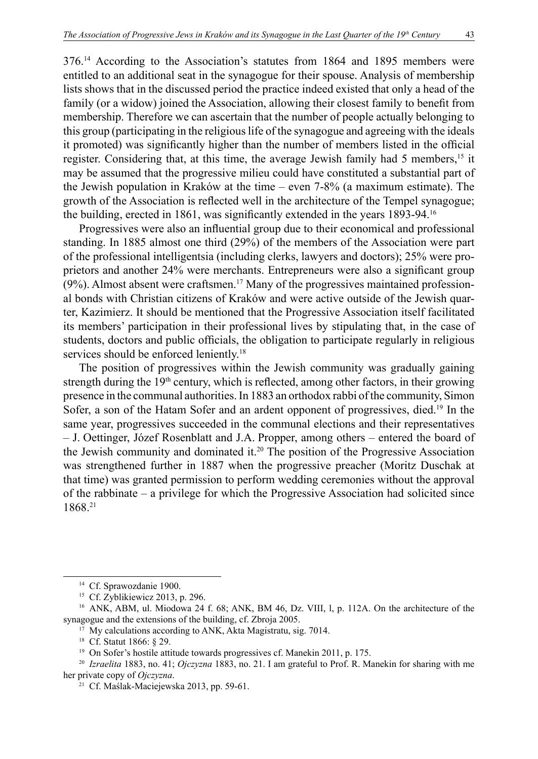376.[14] According to the Association's statutes from 1864 and 1895 members were entitled to an additional seat in the synagogue for their spouse. Analysis of membership lists shows that in the discussed period the practice indeed existed that only a head of the family (or a widow) joined the Association, allowing their closest family to benefit from membership. Therefore we can ascertain that the number of people actually belonging to this group (participating in the religious life of the synagogue and agreeing with the ideals it promoted) was significantly higher than the number of members listed in the official register. Considering that, at this time, the average Jewish family had 5 members,[15] it may be assumed that the progressive milieu could have constituted a substantial part of the Jewish population in Kraków at the time – even 7-8% (a maximum estimate). The growth of the Association is reflected well in the architecture of the Tempel synagogue; the building, erected in 1861, was significantly extended in the years 1893-94.[16]

Progressives were also an influential group due to their economical and professional standing. In 1885 almost one third (29%) of the members of the Association were part of the professional intelligentsia (including clerks, lawyers and doctors); 25% were proprietors and another 24% were merchants. Entrepreneurs were also a significant group (9%). Almost absent were craftsmen.[17] Many of the progressives maintained professional bonds with Christian citizens of Kraków and were active outside of the Jewish quarter, Kazimierz. It should be mentioned that the Progressive Association itself facilitated its members' participation in their professional lives by stipulating that, in the case of students, doctors and public officials, the obligation to participate regularly in religious services should be enforced leniently.[18]

The position of progressives within the Jewish community was gradually gaining strength during the 19th century, which is reflected, among other factors, in their growing presence in the communal authorities. In 1883 an orthodox rabbi of the community, Simon Sofer, a son of the Hatam Sofer and an ardent opponent of progressives, died.[19] In the same year, progressives succeeded in the communal elections and their representatives – J. Oettinger, Józef Rosenblatt and J.A. Propper, among others – entered the board of the Jewish community and dominated it.[20] The position of the Progressive Association was strengthened further in 1887 when the progressive preacher (Moritz Duschak at that time) was granted permission to perform wedding ceremonies without the approval of the rabbinate – a privilege for which the Progressive Association had solicited since 1868.[21]

---

[14] Cf. Sprawozdanie 1900.

[15] Cf. Zyblikiewicz 2013, p. 296.

[16] ANK, ABM, ul. Miodowa 24 f. 68; ANK, BM 46, Dz. VIII, l, p. 112A. On the architecture of the synagogue and the extensions of the building, cf. Zbroja 2005.

[17] My calculations according to ANK, Akta Magistratu, sig. 7014.

[18] Cf. Statut 1866: § 29.

[19] On Sofer's hostile attitude towards progressives cf. Manekin 2011, p. 175.

[20] *Izraelita* 1883, no. 41; *Ojczyzna* 1883, no. 21. I am grateful to Prof. R. Manekin for sharing with me her private copy of *Ojczyzna*.

[21] Cf. Maślak-Maciejewska 2013, pp. 59-61.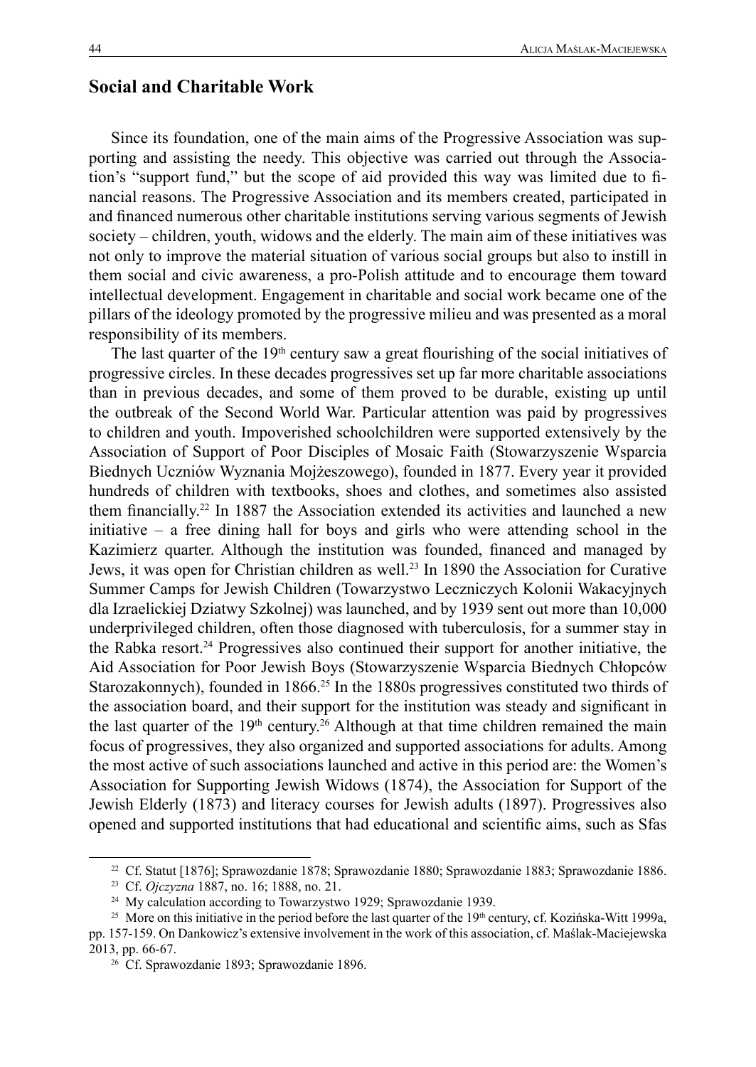## Social and Charitable Work

Since its foundation, one of the main aims of the Progressive Association was supporting and assisting the needy. This objective was carried out through the Association's "support fund," but the scope of aid provided this way was limited due to financial reasons. The Progressive Association and its members created, participated in and financed numerous other charitable institutions serving various segments of Jewish society – children, youth, widows and the elderly. The main aim of these initiatives was not only to improve the material situation of various social groups but also to instill in them social and civic awareness, a pro-Polish attitude and to encourage them toward intellectual development. Engagement in charitable and social work became one of the pillars of the ideology promoted by the progressive milieu and was presented as a moral responsibility of its members.

The last quarter of the 19th century saw a great flourishing of the social initiatives of progressive circles. In these decades progressives set up far more charitable associations than in previous decades, and some of them proved to be durable, existing up until the outbreak of the Second World War. Particular attention was paid by progressives to children and youth. Impoverished schoolchildren were supported extensively by the Association of Support of Poor Disciples of Mosaic Faith (Stowarzyszenie Wsparcia Biednych Uczniów Wyznania Mojżeszowego), founded in 1877. Every year it provided hundreds of children with textbooks, shoes and clothes, and sometimes also assisted them financially.[22] In 1887 the Association extended its activities and launched a new initiative – a free dining hall for boys and girls who were attending school in the Kazimierz quarter. Although the institution was founded, financed and managed by Jews, it was open for Christian children as well.[23] In 1890 the Association for Curative Summer Camps for Jewish Children (Towarzystwo Leczniczych Kolonii Wakacyjnych dla Izraelickiej Dziatwy Szkolnej) was launched, and by 1939 sent out more than 10,000 underprivileged children, often those diagnosed with tuberculosis, for a summer stay in the Rabka resort.[24] Progressives also continued their support for another initiative, the Aid Association for Poor Jewish Boys (Stowarzyszenie Wsparcia Biednych Chłopców Starozakonnych), founded in 1866.[25] In the 1880s progressives constituted two thirds of the association board, and their support for the institution was steady and significant in the last quarter of the 19th century.[26] Although at that time children remained the main focus of progressives, they also organized and supported associations for adults. Among the most active of such associations launched and active in this period are: the Women's Association for Supporting Jewish Widows (1874), the Association for Support of the Jewish Elderly (1873) and literacy courses for Jewish adults (1897). Progressives also opened and supported institutions that had educational and scientific aims, such as Sfas

---

[22] Cf. Statut [1876]; Sprawozdanie 1878; Sprawozdanie 1880; Sprawozdanie 1883; Sprawozdanie 1886.

[23] Cf. *Ojczyzna* 1887, no. 16; 1888, no. 21.

[24] My calculation according to Towarzystwo 1929; Sprawozdanie 1939.

[25] More on this initiative in the period before the last quarter of the 19th century, cf. Kozińska-Witt 1999a, pp. 157-159. On Dankowicz's extensive involvement in the work of this association, cf. Maślak-Maciejewska 2013, pp. 66-67.

[26] Cf. Sprawozdanie 1893; Sprawozdanie 1896.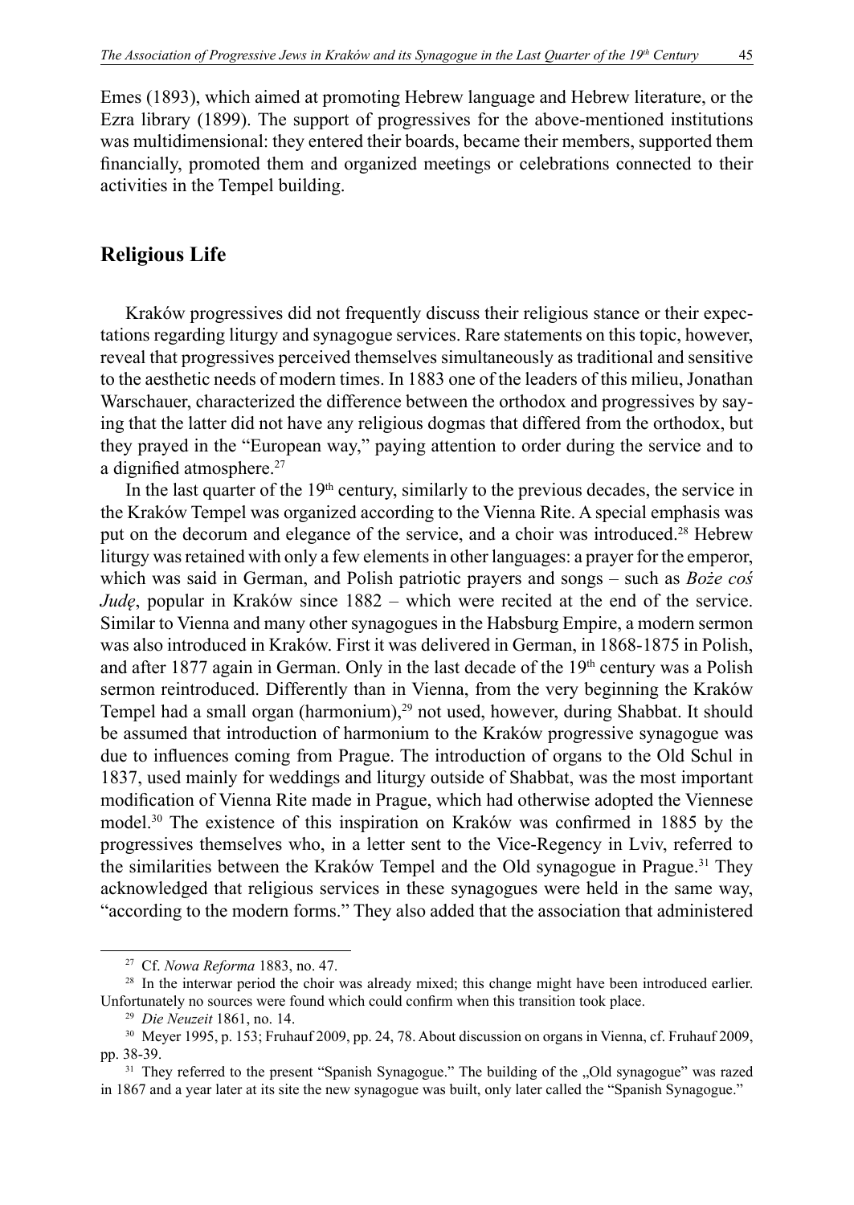Emes (1893), which aimed at promoting Hebrew language and Hebrew literature, or the Ezra library (1899). The support of progressives for the above-mentioned institutions was multidimensional: they entered their boards, became their members, supported them financially, promoted them and organized meetings or celebrations connected to their activities in the Tempel building.

## Religious Life

Kraków progressives did not frequently discuss their religious stance or their expectations regarding liturgy and synagogue services. Rare statements on this topic, however, reveal that progressives perceived themselves simultaneously as traditional and sensitive to the aesthetic needs of modern times. In 1883 one of the leaders of this milieu, Jonathan Warschauer, characterized the difference between the orthodox and progressives by saying that the latter did not have any religious dogmas that differed from the orthodox, but they prayed in the "European way," paying attention to order during the service and to a dignified atmosphere.[27]

In the last quarter of the 19th century, similarly to the previous decades, the service in the Kraków Tempel was organized according to the Vienna Rite. A special emphasis was put on the decorum and elegance of the service, and a choir was introduced.[28] Hebrew liturgy was retained with only a few elements in other languages: a prayer for the emperor, which was said in German, and Polish patriotic prayers and songs – such as *Boże coś Judę*, popular in Kraków since 1882 – which were recited at the end of the service. Similar to Vienna and many other synagogues in the Habsburg Empire, a modern sermon was also introduced in Kraków. First it was delivered in German, in 1868-1875 in Polish, and after 1877 again in German. Only in the last decade of the 19th century was a Polish sermon reintroduced. Differently than in Vienna, from the very beginning the Kraków Tempel had a small organ (harmonium),[29] not used, however, during Shabbat. It should be assumed that introduction of harmonium to the Kraków progressive synagogue was due to influences coming from Prague. The introduction of organs to the Old Schul in 1837, used mainly for weddings and liturgy outside of Shabbat, was the most important modification of Vienna Rite made in Prague, which had otherwise adopted the Viennese model.[30] The existence of this inspiration on Kraków was confirmed in 1885 by the progressives themselves who, in a letter sent to the Vice-Regency in Lviv, referred to the similarities between the Kraków Tempel and the Old synagogue in Prague.[31] They acknowledged that religious services in these synagogues were held in the same way, "according to the modern forms." They also added that the association that administered

---

[27] Cf. *Nowa Reforma* 1883, no. 47.

[28] In the interwar period the choir was already mixed; this change might have been introduced earlier. Unfortunately no sources were found which could confirm when this transition took place.

[29] *Die Neuzeit* 1861, no. 14.

[30] Meyer 1995, p. 153; Fruhauf 2009, pp. 24, 78. About discussion on organs in Vienna, cf. Fruhauf 2009, pp. 38-39.

[31] They referred to the present "Spanish Synagogue." The building of the „Old synagogue" was razed in 1867 and a year later at its site the new synagogue was built, only later called the "Spanish Synagogue."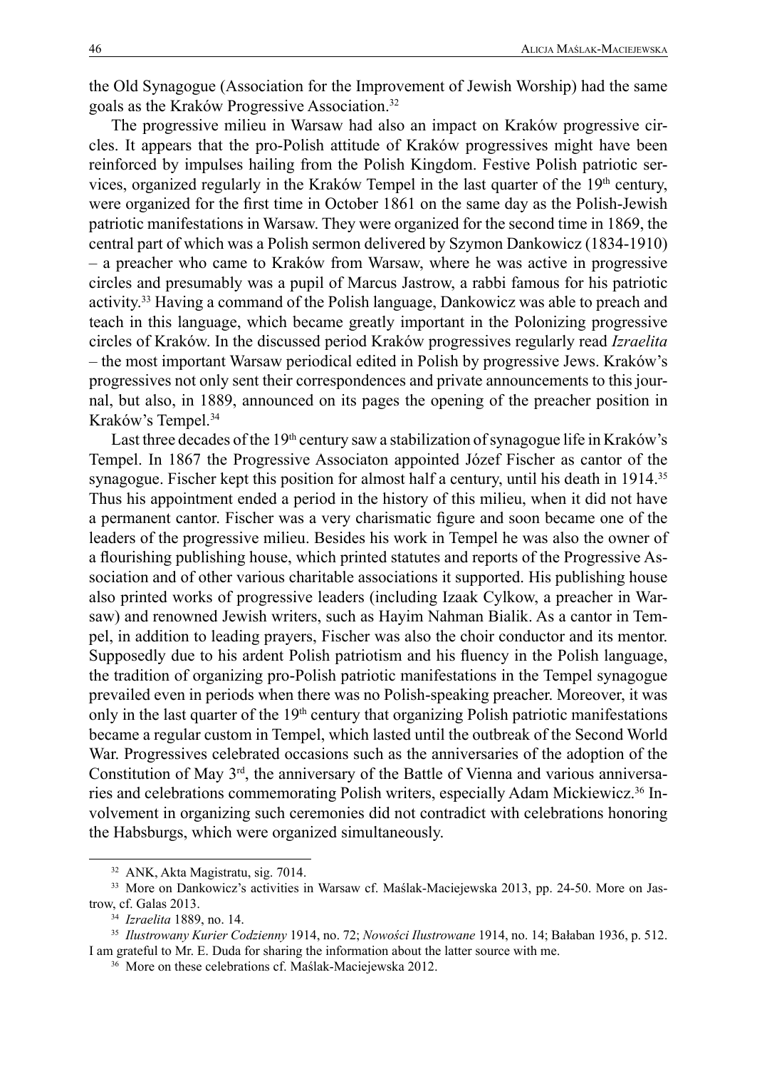the Old Synagogue (Association for the Improvement of Jewish Worship) had the same goals as the Kraków Progressive Association.[32]

The progressive milieu in Warsaw had also an impact on Kraków progressive circles. It appears that the pro-Polish attitude of Kraków progressives might have been reinforced by impulses hailing from the Polish Kingdom. Festive Polish patriotic services, organized regularly in the Kraków Tempel in the last quarter of the 19th century, were organized for the first time in October 1861 on the same day as the Polish-Jewish patriotic manifestations in Warsaw. They were organized for the second time in 1869, the central part of which was a Polish sermon delivered by Szymon Dankowicz (1834-1910) – a preacher who came to Kraków from Warsaw, where he was active in progressive circles and presumably was a pupil of Marcus Jastrow, a rabbi famous for his patriotic activity.[33] Having a command of the Polish language, Dankowicz was able to preach and teach in this language, which became greatly important in the Polonizing progressive circles of Kraków. In the discussed period Kraków progressives regularly read *Izraelita* – the most important Warsaw periodical edited in Polish by progressive Jews. Kraków's progressives not only sent their correspondences and private announcements to this journal, but also, in 1889, announced on its pages the opening of the preacher position in Kraków's Tempel.[34]

Last three decades of the 19th century saw a stabilization of synagogue life in Kraków's Tempel. In 1867 the Progressive Associaton appointed Józef Fischer as cantor of the synagogue. Fischer kept this position for almost half a century, until his death in 1914.[35] Thus his appointment ended a period in the history of this milieu, when it did not have a permanent cantor. Fischer was a very charismatic figure and soon became one of the leaders of the progressive milieu. Besides his work in Tempel he was also the owner of a flourishing publishing house, which printed statutes and reports of the Progressive Association and of other various charitable associations it supported. His publishing house also printed works of progressive leaders (including Izaak Cylkow, a preacher in Warsaw) and renowned Jewish writers, such as Hayim Nahman Bialik. As a cantor in Tempel, in addition to leading prayers, Fischer was also the choir conductor and its mentor. Supposedly due to his ardent Polish patriotism and his fluency in the Polish language, the tradition of organizing pro-Polish patriotic manifestations in the Tempel synagogue prevailed even in periods when there was no Polish-speaking preacher. Moreover, it was only in the last quarter of the 19th century that organizing Polish patriotic manifestations became a regular custom in Tempel, which lasted until the outbreak of the Second World War. Progressives celebrated occasions such as the anniversaries of the adoption of the Constitution of May 3rd, the anniversary of the Battle of Vienna and various anniversaries and celebrations commemorating Polish writers, especially Adam Mickiewicz.[36] Involvement in organizing such ceremonies did not contradict with celebrations honoring the Habsburgs, which were organized simultaneously.

---

[32] ANK, Akta Magistratu, sig. 7014.

[33] More on Dankowicz's activities in Warsaw cf. Maślak-Maciejewska 2013, pp. 24-50. More on Jastrow, cf. Galas 2013.

[34] *Izraelita* 1889, no. 14.

[35] *Ilustrowany Kurier Codzienny* 1914, no. 72; *Nowości Ilustrowane* 1914, no. 14; Bałaban 1936, p. 512. I am grateful to Mr. E. Duda for sharing the information about the latter source with me.

[36] More on these celebrations cf. Maślak-Maciejewska 2012.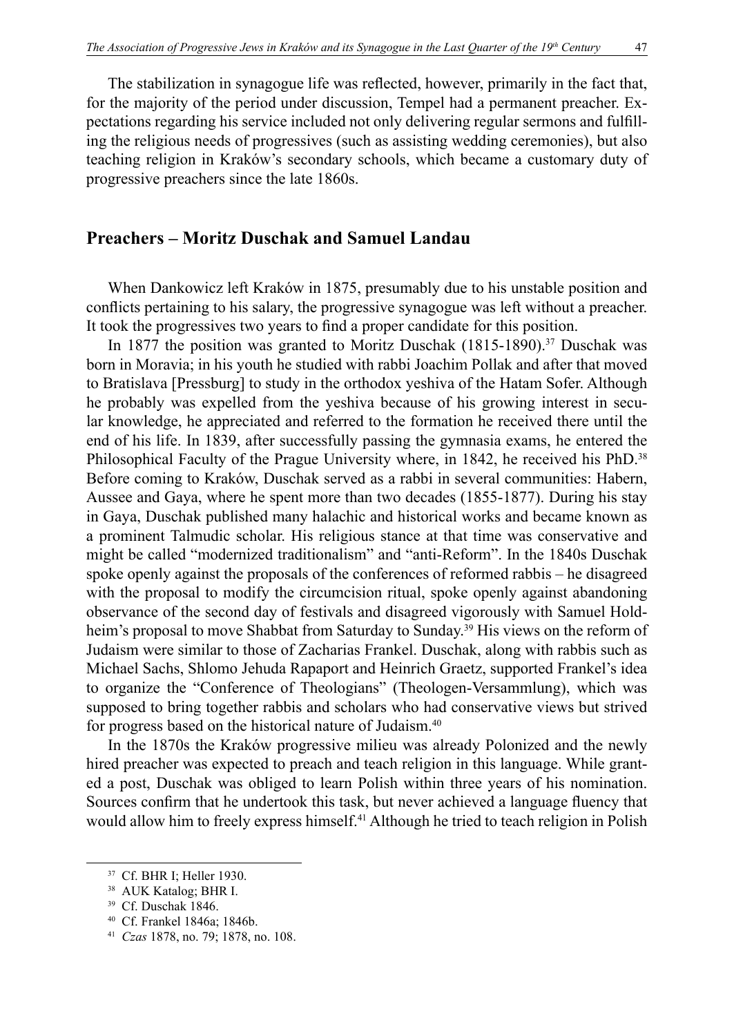The stabilization in synagogue life was reflected, however, primarily in the fact that, for the majority of the period under discussion, Tempel had a permanent preacher. Expectations regarding his service included not only delivering regular sermons and fulfilling the religious needs of progressives (such as assisting wedding ceremonies), but also teaching religion in Kraków's secondary schools, which became a customary duty of progressive preachers since the late 1860s.

## Preachers – Moritz Duschak and Samuel Landau

When Dankowicz left Kraków in 1875, presumably due to his unstable position and conflicts pertaining to his salary, the progressive synagogue was left without a preacher. It took the progressives two years to find a proper candidate for this position.

In 1877 the position was granted to Moritz Duschak (1815-1890).[37] Duschak was born in Moravia; in his youth he studied with rabbi Joachim Pollak and after that moved to Bratislava [Pressburg] to study in the orthodox yeshiva of the Hatam Sofer. Although he probably was expelled from the yeshiva because of his growing interest in secular knowledge, he appreciated and referred to the formation he received there until the end of his life. In 1839, after successfully passing the gymnasia exams, he entered the Philosophical Faculty of the Prague University where, in 1842, he received his PhD.[38] Before coming to Kraków, Duschak served as a rabbi in several communities: Habern, Aussee and Gaya, where he spent more than two decades (1855-1877). During his stay in Gaya, Duschak published many halachic and historical works and became known as a prominent Talmudic scholar. His religious stance at that time was conservative and might be called "modernized traditionalism" and "anti-Reform". In the 1840s Duschak spoke openly against the proposals of the conferences of reformed rabbis – he disagreed with the proposal to modify the circumcision ritual, spoke openly against abandoning observance of the second day of festivals and disagreed vigorously with Samuel Holdheim's proposal to move Shabbat from Saturday to Sunday.[39] His views on the reform of Judaism were similar to those of Zacharias Frankel. Duschak, along with rabbis such as Michael Sachs, Shlomo Jehuda Rapaport and Heinrich Graetz, supported Frankel's idea to organize the "Conference of Theologians" (Theologen-Versammlung), which was supposed to bring together rabbis and scholars who had conservative views but strived for progress based on the historical nature of Judaism.[40]

In the 1870s the Kraków progressive milieu was already Polonized and the newly hired preacher was expected to preach and teach religion in this language. While granted a post, Duschak was obliged to learn Polish within three years of his nomination. Sources confirm that he undertook this task, but never achieved a language fluency that would allow him to freely express himself.[41] Although he tried to teach religion in Polish

---

[37] Cf. BHR I; Heller 1930.

[38] AUK Katalog; BHR I.

[39] Cf. Duschak 1846.

[40] Cf. Frankel 1846a; 1846b.

[41] *Czas* 1878, no. 79; 1878, no. 108.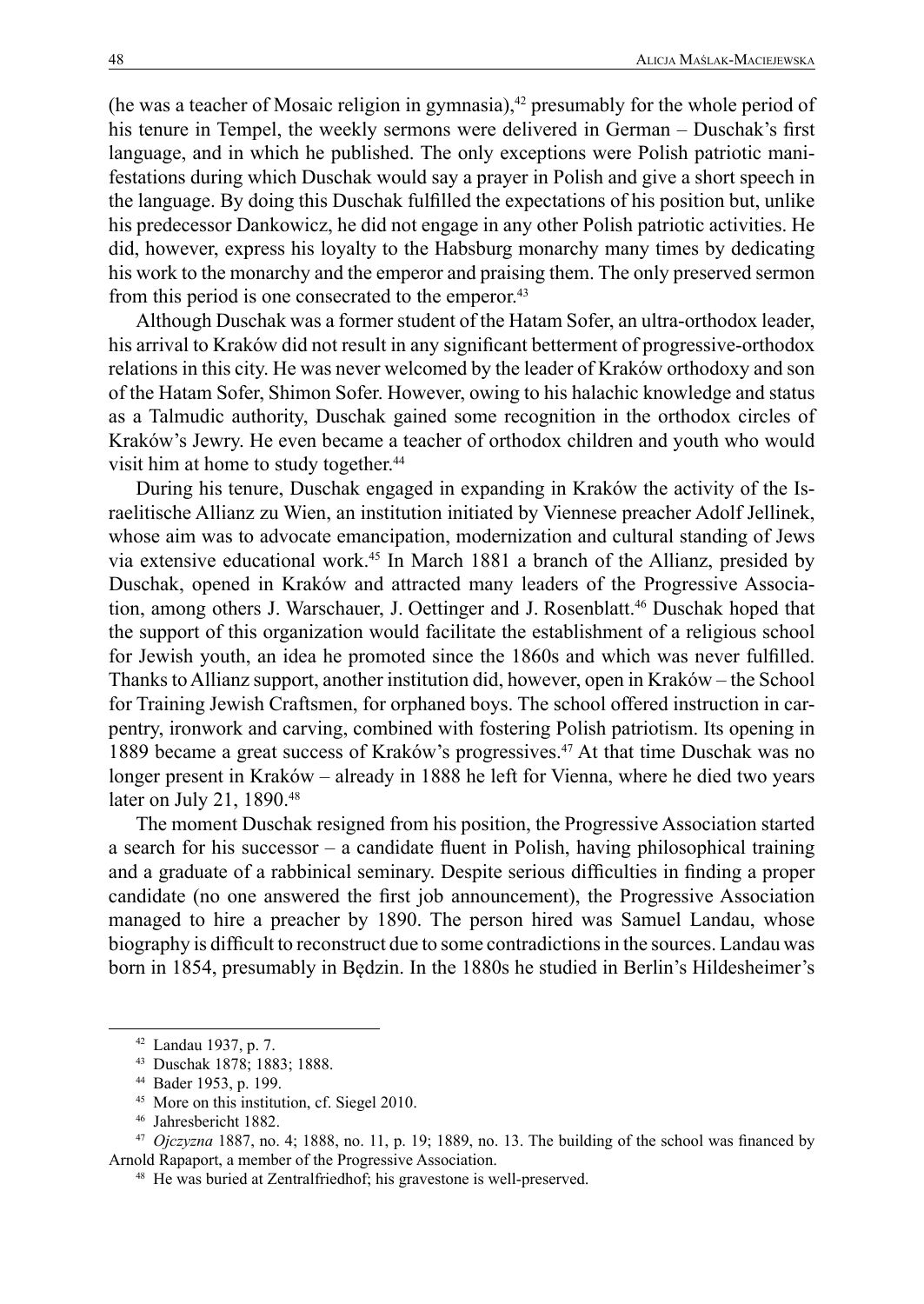(he was a teacher of Mosaic religion in gymnasia),[42] presumably for the whole period of his tenure in Tempel, the weekly sermons were delivered in German – Duschak's first language, and in which he published. The only exceptions were Polish patriotic manifestations during which Duschak would say a prayer in Polish and give a short speech in the language. By doing this Duschak fulfilled the expectations of his position but, unlike his predecessor Dankowicz, he did not engage in any other Polish patriotic activities. He did, however, express his loyalty to the Habsburg monarchy many times by dedicating his work to the monarchy and the emperor and praising them. The only preserved sermon from this period is one consecrated to the emperor.[43]

Although Duschak was a former student of the Hatam Sofer, an ultra-orthodox leader, his arrival to Kraków did not result in any significant betterment of progressive-orthodox relations in this city. He was never welcomed by the leader of Kraków orthodoxy and son of the Hatam Sofer, Shimon Sofer. However, owing to his halachic knowledge and status as a Talmudic authority, Duschak gained some recognition in the orthodox circles of Kraków's Jewry. He even became a teacher of orthodox children and youth who would visit him at home to study together.[44]

During his tenure, Duschak engaged in expanding in Kraków the activity of the Israelitische Allianz zu Wien, an institution initiated by Viennese preacher Adolf Jellinek, whose aim was to advocate emancipation, modernization and cultural standing of Jews via extensive educational work.[45] In March 1881 a branch of the Allianz, presided by Duschak, opened in Kraków and attracted many leaders of the Progressive Association, among others J. Warschauer, J. Oettinger and J. Rosenblatt.[46] Duschak hoped that the support of this organization would facilitate the establishment of a religious school for Jewish youth, an idea he promoted since the 1860s and which was never fulfilled. Thanks to Allianz support, another institution did, however, open in Kraków – the School for Training Jewish Craftsmen, for orphaned boys. The school offered instruction in carpentry, ironwork and carving, combined with fostering Polish patriotism. Its opening in 1889 became a great success of Kraków's progressives.[47] At that time Duschak was no longer present in Kraków – already in 1888 he left for Vienna, where he died two years later on July 21, 1890.[48]

The moment Duschak resigned from his position, the Progressive Association started a search for his successor – a candidate fluent in Polish, having philosophical training and a graduate of a rabbinical seminary. Despite serious difficulties in finding a proper candidate (no one answered the first job announcement), the Progressive Association managed to hire a preacher by 1890. The person hired was Samuel Landau, whose biography is difficult to reconstruct due to some contradictions in the sources. Landau was born in 1854, presumably in Będzin. In the 1880s he studied in Berlin's Hildesheimer's

---

[42] Landau 1937, p. 7.

[43] Duschak 1878; 1883; 1888.

[44] Bader 1953, p. 199.

[45] More on this institution, cf. Siegel 2010.

[46] Jahresbericht 1882.

[47] *Ojczyzna* 1887, no. 4; 1888, no. 11, p. 19; 1889, no. 13. The building of the school was financed by Arnold Rapaport, a member of the Progressive Association.

[48] He was buried at Zentralfriedhof; his gravestone is well-preserved.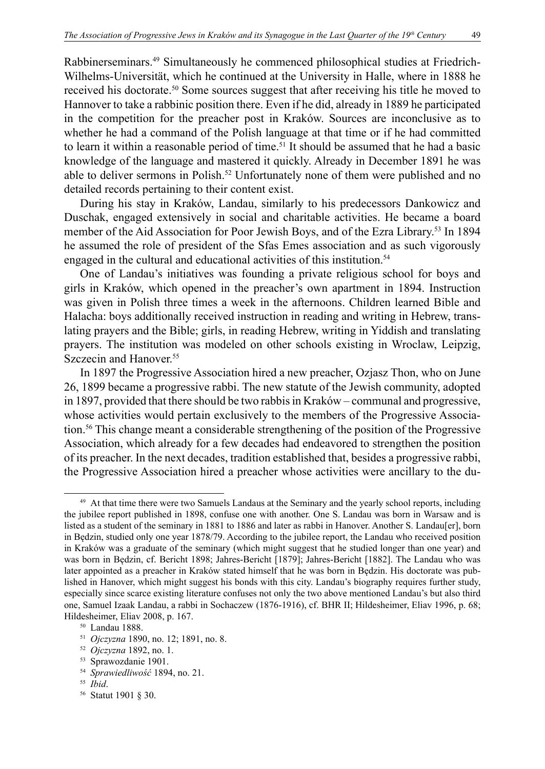Rabbinerseminars.[49] Simultaneously he commenced philosophical studies at Friedrich-Wilhelms-Universität, which he continued at the University in Halle, where in 1888 he received his doctorate.[50] Some sources suggest that after receiving his title he moved to Hannover to take a rabbinic position there. Even if he did, already in 1889 he participated in the competition for the preacher post in Kraków. Sources are inconclusive as to whether he had a command of the Polish language at that time or if he had committed to learn it within a reasonable period of time.[51] It should be assumed that he had a basic knowledge of the language and mastered it quickly. Already in December 1891 he was able to deliver sermons in Polish.[52] Unfortunately none of them were published and no detailed records pertaining to their content exist.

During his stay in Kraków, Landau, similarly to his predecessors Dankowicz and Duschak, engaged extensively in social and charitable activities. He became a board member of the Aid Association for Poor Jewish Boys, and of the Ezra Library.[53] In 1894 he assumed the role of president of the Sfas Emes association and as such vigorously engaged in the cultural and educational activities of this institution.[54]

One of Landau's initiatives was founding a private religious school for boys and girls in Kraków, which opened in the preacher's own apartment in 1894. Instruction was given in Polish three times a week in the afternoons. Children learned Bible and Halacha: boys additionally received instruction in reading and writing in Hebrew, translating prayers and the Bible; girls, in reading Hebrew, writing in Yiddish and translating prayers. The institution was modeled on other schools existing in Wroclaw, Leipzig, Szczecin and Hanover.[55]

In 1897 the Progressive Association hired a new preacher, Ozjasz Thon, who on June 26, 1899 became a progressive rabbi. The new statute of the Jewish community, adopted in 1897, provided that there should be two rabbis in Kraków – communal and progressive, whose activities would pertain exclusively to the members of the Progressive Association.[56] This change meant a considerable strengthening of the position of the Progressive Association, which already for a few decades had endeavored to strengthen the position of its preacher. In the next decades, tradition established that, besides a progressive rabbi, the Progressive Association hired a preacher whose activities were ancillary to the du-

---

[49] At that time there were two Samuels Landaus at the Seminary and the yearly school reports, including the jubilee report published in 1898, confuse one with another. One S. Landau was born in Warsaw and is listed as a student of the seminary in 1881 to 1886 and later as rabbi in Hanover. Another S. Landau[er], born in Będzin, studied only one year 1878/79. According to the jubilee report, the Landau who received position in Kraków was a graduate of the seminary (which might suggest that he studied longer than one year) and was born in Będzin, cf. Bericht 1898; Jahres-Bericht [1879]; Jahres-Bericht [1882]. The Landau who was later appointed as a preacher in Kraków stated himself that he was born in Będzin. His doctorate was published in Hanover, which might suggest his bonds with this city. Landau's biography requires further study, especially since scarce existing literature confuses not only the two above mentioned Landau's but also third one, Samuel Izaak Landau, a rabbi in Sochaczew (1876-1916), cf. BHR II; Hildesheimer, Eliav 1996, p. 68; Hildesheimer, Eliav 2008, p. 167.

[50] Landau 1888.

[51] *Ojczyzna* 1890, no. 12; 1891, no. 8.

[52] *Ojczyzna* 1892, no. 1.

[53] Sprawozdanie 1901.

[54] *Sprawiedliwość* 1894, no. 21.

[55] *Ibid*.

[56] Statut 1901 § 30.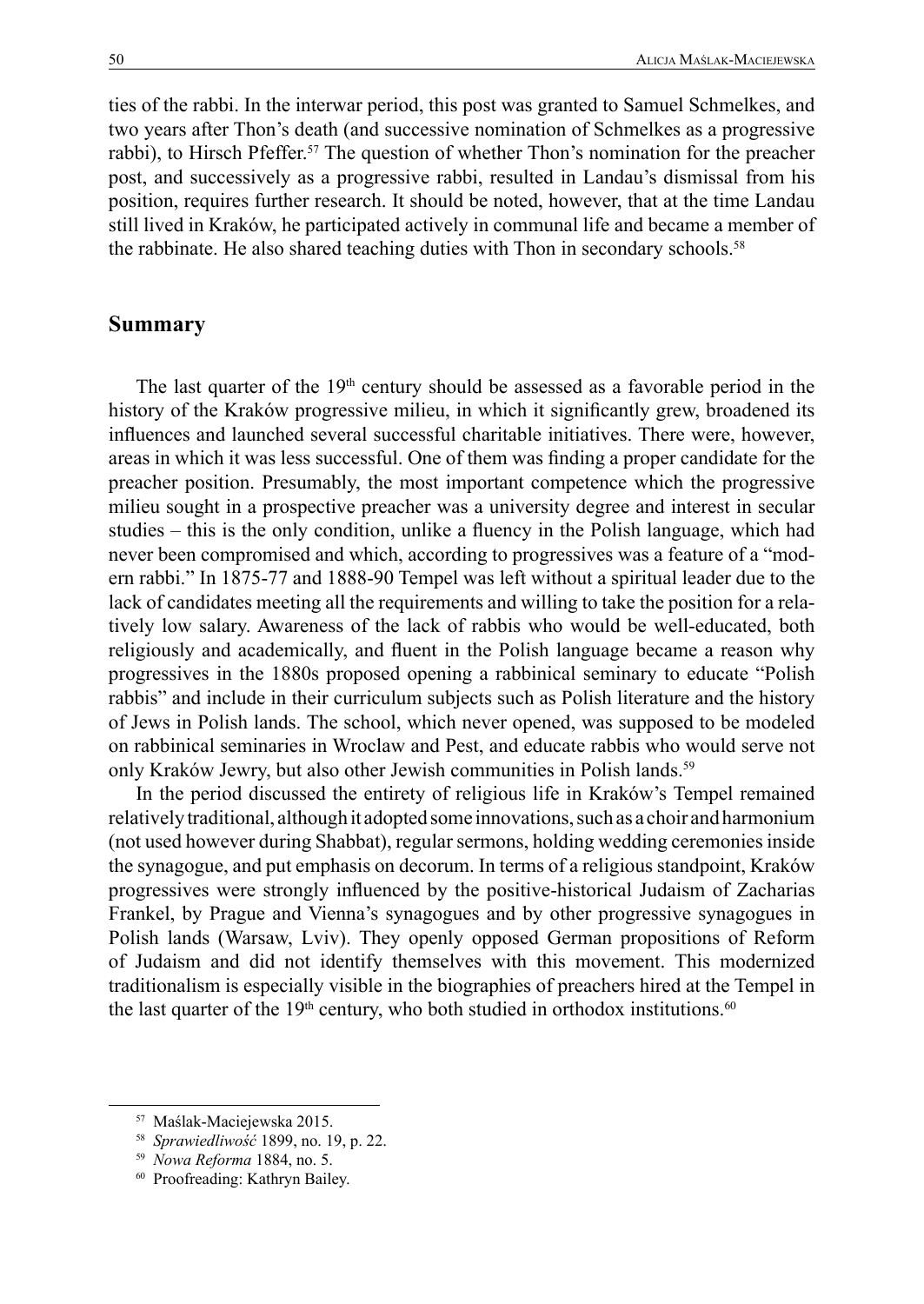ties of the rabbi. In the interwar period, this post was granted to Samuel Schmelkes, and two years after Thon's death (and successive nomination of Schmelkes as a progressive rabbi), to Hirsch Pfeffer.[57] The question of whether Thon's nomination for the preacher post, and successively as a progressive rabbi, resulted in Landau's dismissal from his position, requires further research. It should be noted, however, that at the time Landau still lived in Kraków, he participated actively in communal life and became a member of the rabbinate. He also shared teaching duties with Thon in secondary schools.[58]

## Summary

The last quarter of the 19th century should be assessed as a favorable period in the history of the Kraków progressive milieu, in which it significantly grew, broadened its influences and launched several successful charitable initiatives. There were, however, areas in which it was less successful. One of them was finding a proper candidate for the preacher position. Presumably, the most important competence which the progressive milieu sought in a prospective preacher was a university degree and interest in secular studies – this is the only condition, unlike a fluency in the Polish language, which had never been compromised and which, according to progressives was a feature of a "modern rabbi." In 1875-77 and 1888-90 Tempel was left without a spiritual leader due to the lack of candidates meeting all the requirements and willing to take the position for a relatively low salary. Awareness of the lack of rabbis who would be well-educated, both religiously and academically, and fluent in the Polish language became a reason why progressives in the 1880s proposed opening a rabbinical seminary to educate "Polish rabbis" and include in their curriculum subjects such as Polish literature and the history of Jews in Polish lands. The school, which never opened, was supposed to be modeled on rabbinical seminaries in Wroclaw and Pest, and educate rabbis who would serve not only Kraków Jewry, but also other Jewish communities in Polish lands.[59]

In the period discussed the entirety of religious life in Kraków's Tempel remained relatively traditional, although it adopted some innovations, such as a choir and harmonium (not used however during Shabbat), regular sermons, holding wedding ceremonies inside the synagogue, and put emphasis on decorum. In terms of a religious standpoint, Kraków progressives were strongly influenced by the positive-historical Judaism of Zacharias Frankel, by Prague and Vienna's synagogues and by other progressive synagogues in Polish lands (Warsaw, Lviv). They openly opposed German propositions of Reform of Judaism and did not identify themselves with this movement. This modernized traditionalism is especially visible in the biographies of preachers hired at the Tempel in the last quarter of the 19th century, who both studied in orthodox institutions.[60]

---

[57] Maślak-Maciejewska 2015.

[58] *Sprawiedliwość* 1899, no. 19, p. 22.

[59] *Nowa Reforma* 1884, no. 5.

[60] Proofreading: Kathryn Bailey.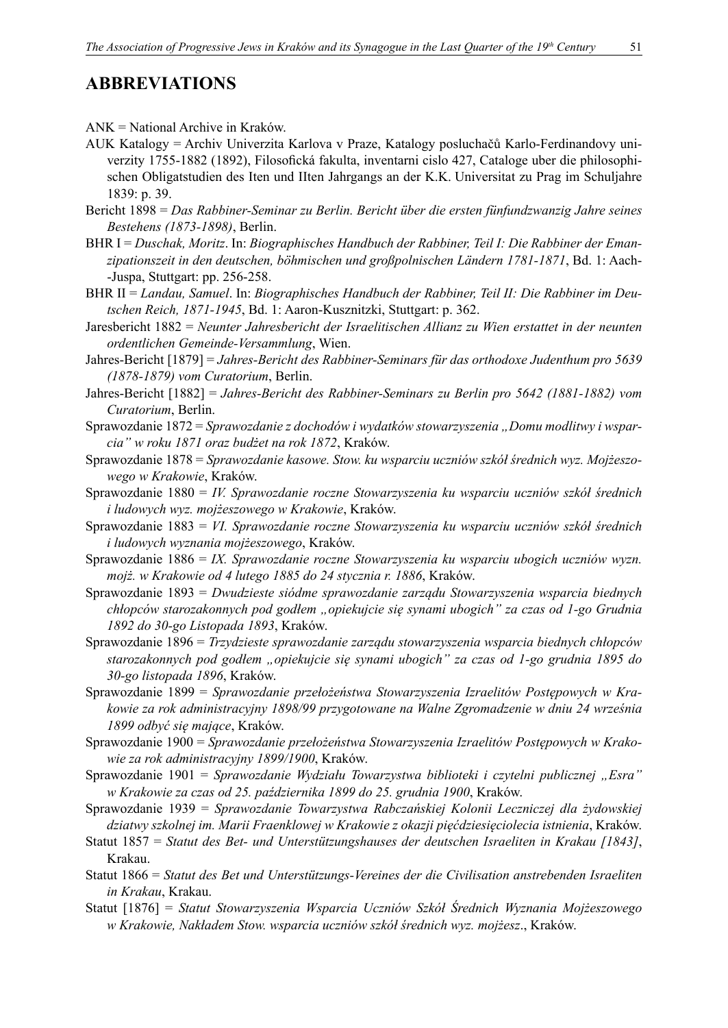## ABBREVIATIONS

ANK = National Archive in Kraków.

AUK Katalogy = Archiv Univerzita Karlova v Praze, Katalogy posluchačů Karlo-Ferdinandovy univerzity 1755-1882 (1892), Filosofická fakulta, inventarni cislo 427, Cataloge uber die philosophischen Obligatstudien des Iten und IIten Jahrgangs an der K.K. Universitat zu Prag im Schuljahre 1839: p. 39.

Bericht 1898 = *Das Rabbiner-Seminar zu Berlin. Bericht über die ersten fünfundzwanzig Jahre seines Bestehens (1873-1898)*, Berlin.

BHR I = *Duschak, Moritz*. In: *Biographisches Handbuch der Rabbiner, Teil I: Die Rabbiner der Emanzipationszeit in den deutschen, böhmischen und großpolnischen Ländern 1781-1871*, Bd. 1: Aach--Juspa, Stuttgart: pp. 256-258.

BHR II = *Landau, Samuel*. In: *Biographisches Handbuch der Rabbiner, Teil II: Die Rabbiner im Deutschen Reich, 1871-1945*, Bd. 1: Aaron-Kusznitzki, Stuttgart: p. 362.

Jaresbericht 1882 = *Neunter Jahresbericht der Israelitischen Allianz zu Wien erstattet in der neunten ordentlichen Gemeinde-Versammlung*, Wien.

Jahres-Bericht [1879] = *Jahres-Bericht des Rabbiner-Seminars für das orthodoxe Judenthum pro 5639 (1878-1879) vom Curatorium*, Berlin.

Jahres-Bericht [1882] = *Jahres-Bericht des Rabbiner-Seminars zu Berlin pro 5642 (1881-1882) vom Curatorium*, Berlin.

Sprawozdanie 1872 = *Sprawozdanie z dochodów i wydatków stowarzyszenia „Domu modlitwy i wsparcia" w roku 1871 oraz budżet na rok 1872*, Kraków.

Sprawozdanie 1878 = *Sprawozdanie kasowe. Stow. ku wsparciu uczniów szkół średnich wyz. Mojżeszowego w Krakowie*, Kraków.

Sprawozdanie 1880 = *IV. Sprawozdanie roczne Stowarzyszenia ku wsparciu uczniów szkół średnich i ludowych wyz. mojżeszowego w Krakowie*, Kraków.

Sprawozdanie 1883 = *VI. Sprawozdanie roczne Stowarzyszenia ku wsparciu uczniów szkół średnich i ludowych wyznania mojżeszowego*, Kraków.

Sprawozdanie 1886 = *IX. Sprawozdanie roczne Stowarzyszenia ku wsparciu ubogich uczniów wyzn. mojż. w Krakowie od 4 lutego 1885 do 24 stycznia r. 1886*, Kraków.

Sprawozdanie 1893 = *Dwudzieste siódme sprawozdanie zarządu Stowarzyszenia wsparcia biednych chłopców starozakonnych pod godłem „opiekujcie się synami ubogich" za czas od 1-go Grudnia 1892 do 30-go Listopada 1893*, Kraków.

Sprawozdanie 1896 = *Trzydzieste sprawozdanie zarządu stowarzyszenia wsparcia biednych chłopców starozakonnych pod godłem „opiekujcie się synami ubogich" za czas od 1-go grudnia 1895 do 30-go listopada 1896*, Kraków.

Sprawozdanie 1899 = *Sprawozdanie przełożeństwa Stowarzyszenia Izraelitów Postępowych w Krakowie za rok administracyjny 1898/99 przygotowane na Walne Zgromadzenie w dniu 24 września 1899 odbyć się mające*, Kraków.

Sprawozdanie 1900 = *Sprawozdanie przełożeństwa Stowarzyszenia Izraelitów Postępowych w Krakowie za rok administracyjny 1899/1900*, Kraków.

Sprawozdanie 1901 = *Sprawozdanie Wydziału Towarzystwa biblioteki i czytelni publicznej „Esra" w Krakowie za czas od 25. października 1899 do 25. grudnia 1900*, Kraków.

Sprawozdanie 1939 = *Sprawozdanie Towarzystwa Rabczańskiej Kolonii Leczniczej dla żydowskiej dziatwy szkolnej im. Marii Fraenklowej w Krakowie z okazji pięćdziesięciolecia istnienia*, Kraków.

Statut 1857 = *Statut des Bet- und Unterstützungshauses der deutschen Israeliten in Krakau [1843]*, Krakau.

Statut 1866 = *Statut des Bet und Unterstützungs-Vereines der die Civilisation anstrebenden Israeliten in Krakau*, Krakau.

Statut [1876] = *Statut Stowarzyszenia Wsparcia Uczniów Szkół Średnich Wyznania Mojżeszowego w Krakowie, Nakładem Stow. wsparcia uczniów szkół średnich wyz. mojżesz*., Kraków.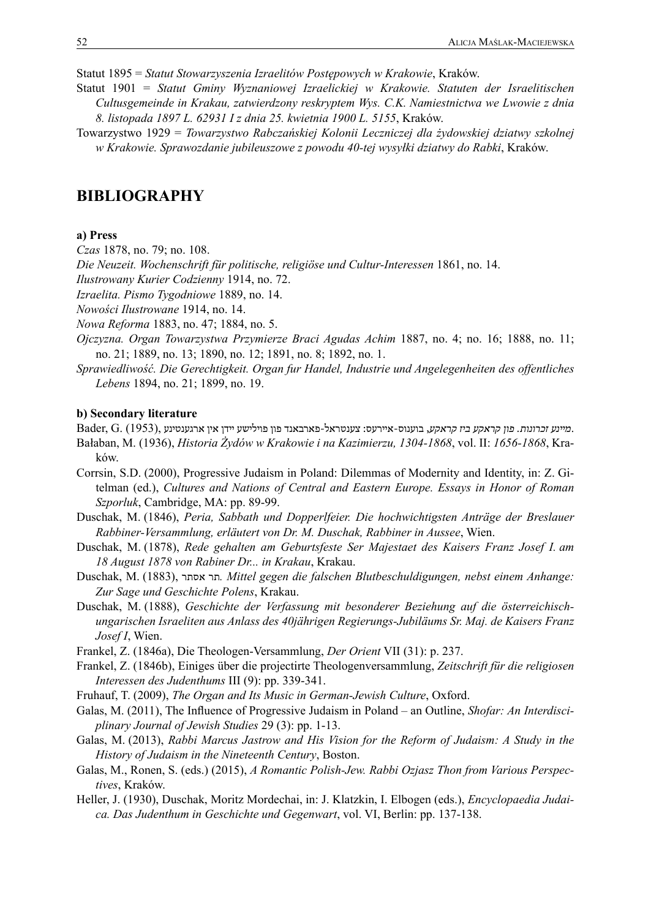Statut 1895 = *Statut Stowarzyszenia Izraelitów Postępowych w Krakowie*, Kraków.

Statut 1901 = *Statut Gminy Wyznaniowej Izraelickiej w Krakowie. Statuten der Israelitischen Cultusgemeinde in Krakau, zatwierdzony reskryptem Wys. C.K. Namiestnictwa we Lwowie z dnia 8. listopada 1897 L. 62931 I z dnia 25. kwietnia 1900 L. 5155*, Kraków.

Towarzystwo 1929 = *Towarzystwo Rabczańskiej Kolonii Leczniczej dla żydowskiej dziatwy szkolnej w Krakowie. Sprawozdanie jubileuszowe z powodu 40-tej wysyłki dziatwy do Rabki*, Kraków.

## BIBLIOGRAPHY

**a) Press**

*Czas* 1878, no. 79; no. 108.

*Die Neuzeit. Wochenschrift für politische, religiöse und Cultur-Interessen* 1861, no. 14.

*Ilustrowany Kurier Codzienny* 1914, no. 72.

*Izraelita. Pismo Tygodniowe* 1889, no. 14.

*Nowości Ilustrowane* 1914, no. 14.

*Nowa Reforma* 1883, no. 47; 1884, no. 5.

*Ojczyzna. Organ Towarzystwa Przymierze Braci Agudas Achim* 1887, no. 4; no. 16; 1888, no. 11; no. 21; 1889, no. 13; 1890, no. 12; 1891, no. 8; 1892, no. 1.

*Sprawiedliwość. Die Gerechtigkeit. Organ fur Handel, Industrie und Angelegenheiten des offentliches Lebens* 1894, no. 21; 1899, no. 19.

**b) Secondary literature**

Bader, G. (1953), *מיינע זכרונות. פון קראקע ביז קראקע*, בוענוס-איירעס: צענטראל-פארבאנד פון פוילישע יידן אין ארגענטינע.

Bałaban, M. (1936), *Historia Żydów w Krakowie i na Kazimierzu, 1304-1868*, vol. II: *1656-1868*, Kraków.

Corrsin, S.D. (2000), Progressive Judaism in Poland: Dilemmas of Modernity and Identity, in: Z. Gitelman (ed.), *Cultures and Nations of Central and Eastern Europe. Essays in Honor of Roman Szporluk*, Cambridge, MA: pp. 89-99.

Duschak, M. (1846), *Peria, Sabbath und Dopperlfeier. Die hochwichtigsten Anträge der Breslauer Rabbiner-Versammlung, erläutert von Dr. M. Duschak, Rabbiner in Aussee*, Wien.

Duschak, M. (1878), *Rede gehalten am Geburtsfeste Ser Majestaet des Kaisers Franz Josef I. am 18 August 1878 von Rabiner Dr... in Krakau*, Krakau.

Duschak, M. (1883), *תר אסתר. Mittel gegen die falschen Blutbeschuldigungen, nebst einem Anhange: Zur Sage und Geschichte Polens*, Krakau.

Duschak, M. (1888), *Geschichte der Verfassung mit besonderer Beziehung auf die österreichisch-ungarischen Israeliten aus Anlass des 40jährigen Regierungs-Jubiläums Sr. Maj. de Kaisers Franz Josef I*, Wien.

Frankel, Z. (1846a), Die Theologen-Versammlung, *Der Orient* VII (31): p. 237.

Frankel, Z. (1846b), Einiges über die projectirte Theologenversammlung, *Zeitschrift für die religiosen Interessen des Judenthums* III (9): pp. 339-341.

Fruhauf, T. (2009), *The Organ and Its Music in German-Jewish Culture*, Oxford.

Galas, M. (2011), The Influence of Progressive Judaism in Poland – an Outline, *Shofar: An Interdisciplinary Journal of Jewish Studies* 29 (3): pp. 1-13.

Galas, M. (2013), *Rabbi Marcus Jastrow and His Vision for the Reform of Judaism: A Study in the History of Judaism in the Nineteenth Century*, Boston.

Galas, M., Ronen, S. (eds.) (2015), *A Romantic Polish-Jew. Rabbi Ozjasz Thon from Various Perspectives*, Kraków.

Heller, J. (1930), Duschak, Moritz Mordechai, in: J. Klatzkin, I. Elbogen (eds.), *Encyclopaedia Judaica. Das Judenthum in Geschichte und Gegenwart*, vol. VI, Berlin: pp. 137-138.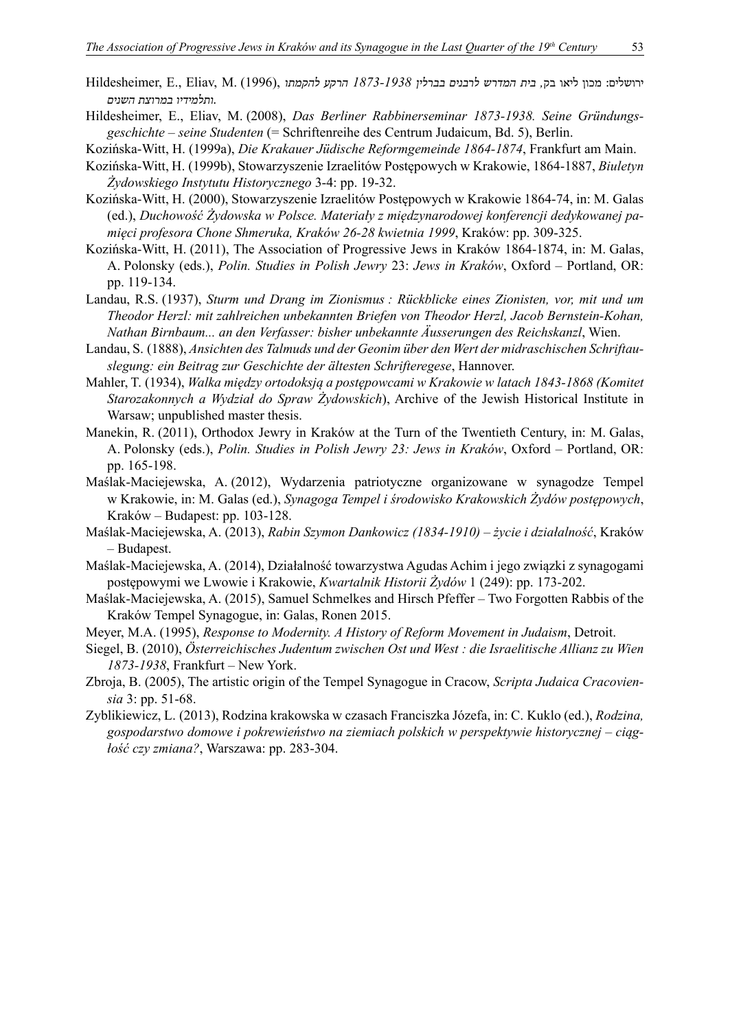Hildesheimer, E., Eliav, M. (1996), *בית המדרש לרבנים בברלין 1873-1938 הרקע להקמתו ותלמידיו במרוצת השנים*, ירושלים: מכון ליאו בק.

Hildesheimer, E., Eliav, M. (2008), *Das Berliner Rabbinerseminar 1873-1938. Seine Gründungsgeschichte – seine Studenten* (= Schriftenreihe des Centrum Judaicum, Bd. 5), Berlin.

Kozińska-Witt, H. (1999a), *Die Krakauer Jüdische Reformgemeinde 1864-1874*, Frankfurt am Main.

Kozińska-Witt, H. (1999b), Stowarzyszenie Izraelitów Postępowych w Krakowie, 1864-1887, *Biuletyn Żydowskiego Instytutu Historycznego* 3-4: pp. 19-32.

Kozińska-Witt, H. (2000), Stowarzyszenie Izraelitów Postępowych w Krakowie 1864-74, in: M. Galas (ed.), *Duchowość Żydowska w Polsce. Materiały z międzynarodowej konferencji dedykowanej pamięci profesora Chone Shmeruka, Kraków 26-28 kwietnia 1999*, Kraków: pp. 309-325.

Kozińska-Witt, H. (2011), The Association of Progressive Jews in Kraków 1864-1874, in: M. Galas, A. Polonsky (eds.), *Polin. Studies in Polish Jewry* 23: *Jews in Kraków*, Oxford – Portland, OR: pp. 119-134.

Landau, R.S. (1937), *Sturm und Drang im Zionismus : Rückblicke eines Zionisten, vor, mit und um Theodor Herzl: mit zahlreichen unbekannten Briefen von Theodor Herzl, Jacob Bernstein-Kohan, Nathan Birnbaum... an den Verfasser: bisher unbekannte Äusserungen des Reichskanzl*, Wien.

Landau, S. (1888), *Ansichten des Talmuds und der Geonim über den Wert der midraschischen Schriftauslegung: ein Beitrag zur Geschichte der ältesten Schrifteregese*, Hannover.

Mahler, T. (1934), *Walka między ortodoksją a postępowcami w Krakowie w latach 1843-1868 (Komitet Starozakonnych a Wydział do Spraw Żydowskich*), Archive of the Jewish Historical Institute in Warsaw; unpublished master thesis.

Manekin, R. (2011), Orthodox Jewry in Kraków at the Turn of the Twentieth Century, in: M. Galas, A. Polonsky (eds.), *Polin. Studies in Polish Jewry 23: Jews in Kraków*, Oxford – Portland, OR: pp. 165-198.

Maślak-Maciejewska, A. (2012), Wydarzenia patriotyczne organizowane w synagodze Tempel w Krakowie, in: M. Galas (ed.), *Synagoga Tempel i środowisko Krakowskich Żydów postępowych*, Kraków – Budapest: pp. 103-128.

Maślak-Maciejewska, A. (2013), *Rabin Szymon Dankowicz (1834-1910) – życie i działalność*, Kraków – Budapest.

Maślak-Maciejewska, A. (2014), Działalność towarzystwa Agudas Achim i jego związki z synagogami postępowymi we Lwowie i Krakowie, *Kwartalnik Historii Żydów* 1 (249): pp. 173-202.

Maślak-Maciejewska, A. (2015), Samuel Schmelkes and Hirsch Pfeffer – Two Forgotten Rabbis of the Kraków Tempel Synagogue, in: Galas, Ronen 2015.

Meyer, M.A. (1995), *Response to Modernity. A History of Reform Movement in Judaism*, Detroit.

Siegel, B. (2010), *Österreichisches Judentum zwischen Ost und West : die Israelitische Allianz zu Wien 1873-1938*, Frankfurt – New York.

Zbroja, B. (2005), The artistic origin of the Tempel Synagogue in Cracow, *Scripta Judaica Cracoviensia* 3: pp. 51-68.

Zyblikiewicz, L. (2013), Rodzina krakowska w czasach Franciszka Józefa, in: C. Kuklo (ed.), *Rodzina, gospodarstwo domowe i pokrewieństwo na ziemiach polskich w perspektywie historycznej – ciągłość czy zmiana?*, Warszawa: pp. 283-304.